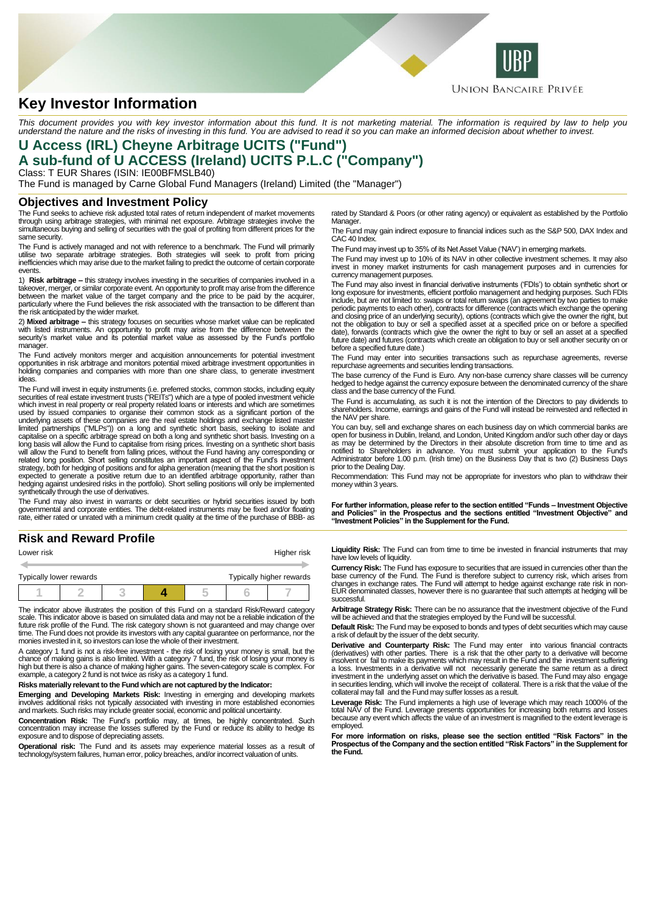# Key Investor Information

*This document provides you with key investor information about this fund. It is not marketing material. The information is required by law to help you understand the nature and the risks of investing in this fund. You are advised to read it so you can make an informed decision about whether to invest.*

## U Access (IRL) Cheyne Arbitrage UCITS ("Fund")
## A sub-fund of U ACCESS (Ireland) UCITS P.L.C ("Company")

Class: T EUR Shares (ISIN: IE00BFMSLB40)

The Fund is managed by Carne Global Fund Managers (Ireland) Limited (the "Manager")

### Objectives and Investment Policy

The Fund seeks to achieve risk adjusted total rates of return independent of market movements through using arbitrage strategies, with minimal net exposure. Arbitrage strategies involve the simultaneous buying and selling of securities with the goal of profiting from different prices for the same security.

The Fund is actively managed and not with reference to a benchmark. The Fund will primarily utilise two separate arbitrage strategies. Both strategies will seek to profit from pricing inefficiencies which may arise due to the market failing to predict the outcome of certain corporate events.

1) **Risk arbitrage –** this strategy involves investing in the securities of companies involved in a takeover, merger, or similar corporate event. An opportunity to profit may arise from the difference between the market value of the target company and the price to be paid by the acquirer, particularly where the Fund believes the risk associated with the transaction to be different than the risk anticipated by the wider market.

2) **Mixed arbitrage –** this strategy focuses on securities whose market value can be replicated with listed instruments. An opportunity to profit may arise from the difference between the security's market value and its potential market value as assessed by the Fund's portfolio manager.

The Fund actively monitors merger and acquisition announcements for potential investment opportunities in risk arbitrage and monitors potential mixed arbitrage investment opportunities in holding companies and companies with more than one share class, to generate investment ideas.

The Fund will invest in equity instruments (i.e. preferred stocks, common stocks, including equity securities of real estate investment trusts ("REITs") which are a type of pooled investment vehicle which invest in real property or real property related loans or interests and which are sometimes used by issued companies to organise their common stock as a significant portion of the underlying assets of these companies are the real estate holdings and exchange listed master limited partnerships ("MLPs")) on a long and synthetic short basis, seeking to isolate and capitalise on a specific arbitrage spread on both a long and synthetic short basis. Investing on a long basis will allow the Fund to capitalise from rising prices. Investing on a synthetic short basis will allow the Fund to benefit from falling prices, without the Fund having any corresponding or related long position. Short selling constitutes an important aspect of the Fund's investment strategy, both for hedging of positions and for alpha generation (meaning that the short position is expected to generate a positive return due to an identified arbitrage opportunity, rather than hedging against undesired risks in the portfolio). Short selling positions will only be implemented synthetically through the use of derivatives.

The Fund may also invest in warrants or debt securities or hybrid securities issued by both governmental and corporate entities. The debt-related instruments may be fixed and/or floating rate, either rated or unrated with a minimum credit quality at the time of the purchase of BBB- as rated by Standard & Poors (or other rating agency) or equivalent as established by the Portfolio Manager.

The Fund may gain indirect exposure to financial indices such as the S&P 500, DAX Index and CAC 40 Index.

The Fund may invest up to 35% of its Net Asset Value ('NAV') in emerging markets.

The Fund may invest up to 10% of its NAV in other collective investment schemes. It may also invest in money market instruments for cash management purposes and in currencies for currency management purposes.

The Fund may also invest in financial derivative instruments ('FDIs') to obtain synthetic short or long exposure for investments, efficient portfolio management and hedging purposes. Such FDIs include, but are not limited to: swaps or total return swaps (an agreement by two parties to make periodic payments to each other), contracts for difference (contracts which exchange the opening and closing price of an underlying security), options (contracts which give the owner the right, but not the obligation to buy or sell a specified asset at a specified price on or before a specified date), forwards (contracts which give the owner the right to buy or sell an asset at a specified future date) and futures (contracts which create an obligation to buy or sell another security on or before a specified future date.)

The Fund may enter into securities transactions such as repurchase agreements, reverse repurchase agreements and securities lending transactions.

The base currency of the Fund is Euro. Any non-base currency share classes will be currency hedged to hedge against the currency exposure between the denominated currency of the share class and the base currency of the Fund.

The Fund is accumulating, as such it is not the intention of the Directors to pay dividends to shareholders. Income, earnings and gains of the Fund will instead be reinvested and reflected in the NAV per share.

You can buy, sell and exchange shares on each business day on which commercial banks are open for business in Dublin, Ireland, and London, United Kingdom and/or such other day or days as may be determined by the Directors in their absolute discretion from time to time and as notified to Shareholders in advance. You must submit your application to the Fund's Administrator before 1.00 p.m. (Irish time) on the Business Day that is two (2) Business Days prior to the Dealing Day.

Recommendation: This Fund may not be appropriate for investors who plan to withdraw their money within 3 years.

**For further information, please refer to the section entitled "Funds – Investment Objective and Policies" in the Prospectus and the sections entitled "Investment Objective" and "Investment Policies" in the Supplement for the Fund.**

### Risk and Reward Profile

| Lower risk | | | | | | Higher risk |
|---|---|---|---|---|---|---|
| Typically lower rewards | | | | | | Typically higher rewards |
| 1 | 2 | 3 | **4** | 5 | 6 | 7 |

The indicator above illustrates the position of this Fund on a standard Risk/Reward category scale. This indicator above is based on simulated data and may not be a reliable indication of the future risk profile of the Fund. The risk category shown is not guaranteed and may change over time. The Fund does not provide its investors with any capital guarantee on performance, nor the monies invested in it, so investors can lose the whole of their investment.

A category 1 fund is not a risk-free investment - the risk of losing your money is small, but the chance of making gains is also limited. With a category 7 fund, the risk of losing your money is high but there is also a chance of making higher gains. The seven-category scale is complex. For example, a category 2 fund is not twice as risky as a category 1 fund.

**Risks materially relevant to the Fund which are not captured by the Indicator:**

**Emerging and Developing Markets Risk:** Investing in emerging and developing markets involves additional risks not typically associated with investing in more established economies and markets. Such risks may include greater social, economic and political uncertainty.

**Concentration Risk:** The Fund's portfolio may, at times, be highly concentrated. Such concentration may increase the losses suffered by the Fund or reduce its ability to hedge its exposure and to dispose of depreciating assets.

**Operational risk:** The Fund and its assets may experience material losses as a result of technology/system failures, human error, policy breaches, and/or incorrect valuation of units.

**Liquidity Risk:** The Fund can from time to time be invested in financial instruments that may have low levels of liquidity.

**Currency Risk:** The Fund has exposure to securities that are issued in currencies other than the base currency of the Fund. The Fund is therefore subject to currency risk, which arises from changes in exchange rates. The Fund will attempt to hedge against exchange rate risk in non-EUR denominated classes, however there is no guarantee that such attempts at hedging will be successful.

**Arbitrage Strategy Risk:** There can be no assurance that the investment objective of the Fund will be achieved and that the strategies employed by the Fund will be successful.

**Default Risk:** The Fund may be exposed to bonds and types of debt securities which may cause a risk of default by the issuer of the debt security.

**Derivative and Counterparty Risk:** The Fund may enter into various financial contracts (derivatives) with other parties. There is a risk that the other party to a derivative will become insolvent or fail to make its payments which may result in the Fund and the investment suffering a loss. Investments in a derivative will not necessarily generate the same return as a direct investment in the underlying asset on which the derivative is based. The Fund may also engage in securities lending, which will involve the receipt of collateral. There is a risk that the value of the collateral may fall and the Fund may suffer losses as a result.

**Leverage Risk:** The Fund implements a high use of leverage which may reach 1000% of the total NAV of the Fund. Leverage presents opportunities for increasing both returns and losses because any event which affects the value of an investment is magnified to the extent leverage is employed.

**For more information on risks, please see the section entitled "Risk Factors" in the Prospectus of the Company and the section entitled "Risk Factors" in the Supplement for the Fund.**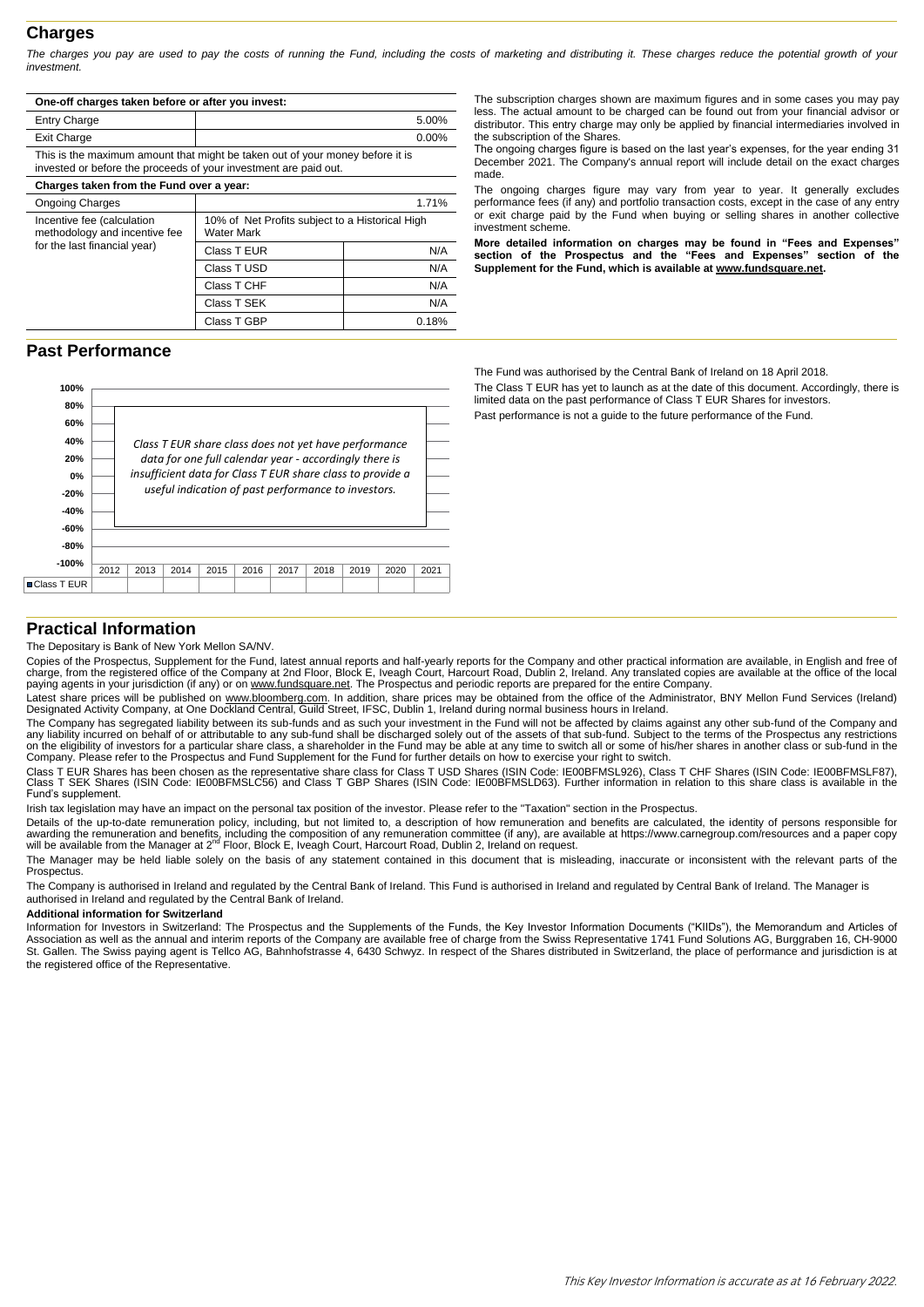## Charges

*The charges you pay are used to pay the costs of running the Fund, including the costs of marketing and distributing it. These charges reduce the potential growth of your investment.*

| One-off charges taken before or after you invest: | | |
|---|---|---|
| Entry Charge | | 5.00% |
| Exit Charge | | 0.00% |
| This is the maximum amount that might be taken out of your money before it is invested or before the proceeds of your investment are paid out. | | |
| **Charges taken from the Fund over a year:** | | |
| Ongoing Charges | | 1.71% |
| Incentive fee (calculation methodology and incentive fee for the last financial year) | 10% of Net Profits subject to a Historical High Water Mark | |
| | Class T EUR | N/A |
| | Class T USD | N/A |
| | Class T CHF | N/A |
| | Class T SEK | N/A |
| | Class T GBP | 0.18% |

The subscription charges shown are maximum figures and in some cases you may pay less. The actual amount to be charged can be found out from your financial advisor or distributor. This entry charge may only be applied by financial intermediaries involved in the subscription of the Shares.

The ongoing charges figure is based on the last year's expenses, for the year ending 31 December 2021. The Company's annual report will include detail on the exact charges made.

The ongoing charges figure may vary from year to year. It generally excludes performance fees (if any) and portfolio transaction costs, except in the case of any entry or exit charge paid by the Fund when buying or selling shares in another collective investment scheme.

**More detailed information on charges may be found in "Fees and Expenses" section of the Prospectus and the "Fees and Expenses" section of the Supplement for the Fund, which is available at www.fundsquare.net.**

## Past Performance

100%
80%
60%
40%
20%
0%
-20%
-40%
-60%
-80%
-100%

*Class T EUR share class does not yet have performance data for one full calendar year - accordingly there is insufficient data for Class T EUR share class to provide a useful indication of past performance to investors.*

2012 2013 2014 2015 2016 2017 2018 2019 2020 2021

Class T EUR

The Fund was authorised by the Central Bank of Ireland on 18 April 2018.

The Class T EUR has yet to launch as at the date of this document. Accordingly, there is limited data on the past performance of Class T EUR Shares for investors.

Past performance is not a guide to the future performance of the Fund.

## Practical Information

The Depositary is Bank of New York Mellon SA/NV.

Copies of the Prospectus, Supplement for the Fund, latest annual reports and half-yearly reports for the Company and other practical information are available, in English and free of charge, from the registered office of the Company at 2nd Floor, Block E, Iveagh Court, Harcourt Road, Dublin 2, Ireland. Any translated copies are available at the office of the local paying agents in your jurisdiction (if any) or on www.fundsquare.net. The Prospectus and periodic reports are prepared for the entire Company.

Latest share prices will be published on www.bloomberg.com. In addition, share prices may be obtained from the office of the Administrator, BNY Mellon Fund Services (Ireland) Designated Activity Company, at One Dockland Central, Guild Street, IFSC, Dublin 1, Ireland during normal business hours in Ireland.

The Company has segregated liability between its sub-funds and as such your investment in the Fund will not be affected by claims against any other sub-fund of the Company and any liability incurred on behalf of or attributable to any sub-fund shall be discharged solely out of the assets of that sub-fund. Subject to the terms of the Prospectus any restrictions on the eligibility of investors for a particular share class, a shareholder in the Fund may be able at any time to switch all or some of his/her shares in another class or sub-fund in the Company. Please refer to the Prospectus and Fund Supplement for the Fund for further details on how to exercise your right to switch.

Class T EUR Shares has been chosen as the representative share class for Class T USD Shares (ISIN Code: IE00BFMSL926), Class T CHF Shares (ISIN Code: IE00BFMSLF87), Class T SEK Shares (ISIN Code: IE00BFMSLC56) and Class T GBP Shares (ISIN Code: IE00BFMSLD63). Further information in relation to this share class is available in the Fund's supplement.

Irish tax legislation may have an impact on the personal tax position of the investor. Please refer to the "Taxation" section in the Prospectus.

Details of the up-to-date remuneration policy, including, but not limited to, a description of how remuneration and benefits are calculated, the identity of persons responsible for awarding the remuneration and benefits, including the composition of any remuneration committee (if any), are available at https://www.carnegroup.com/resources and a paper copy will be available from the Manager at 2nd Floor, Block E, Iveagh Court, Harcourt Road, Dublin 2, Ireland on request.

The Manager may be held liable solely on the basis of any statement contained in this document that is misleading, inaccurate or inconsistent with the relevant parts of the Prospectus.

The Company is authorised in Ireland and regulated by the Central Bank of Ireland. This Fund is authorised in Ireland and regulated by Central Bank of Ireland. The Manager is authorised in Ireland and regulated by the Central Bank of Ireland.

**Additional information for Switzerland**

Information for Investors in Switzerland: The Prospectus and the Supplements of the Funds, the Key Investor Information Documents ("KIIDs"), the Memorandum and Articles of Association as well as the annual and interim reports of the Company are available free of charge from the Swiss Representative 1741 Fund Solutions AG, Burggraben 16, CH-9000 St. Gallen. The Swiss paying agent is Tellco AG, Bahnhofstrasse 4, 6430 Schwyz. In respect of the Shares distributed in Switzerland, the place of performance and jurisdiction is at the registered office of the Representative.

*This Key Investor Information is accurate as at 16 February 2022.*